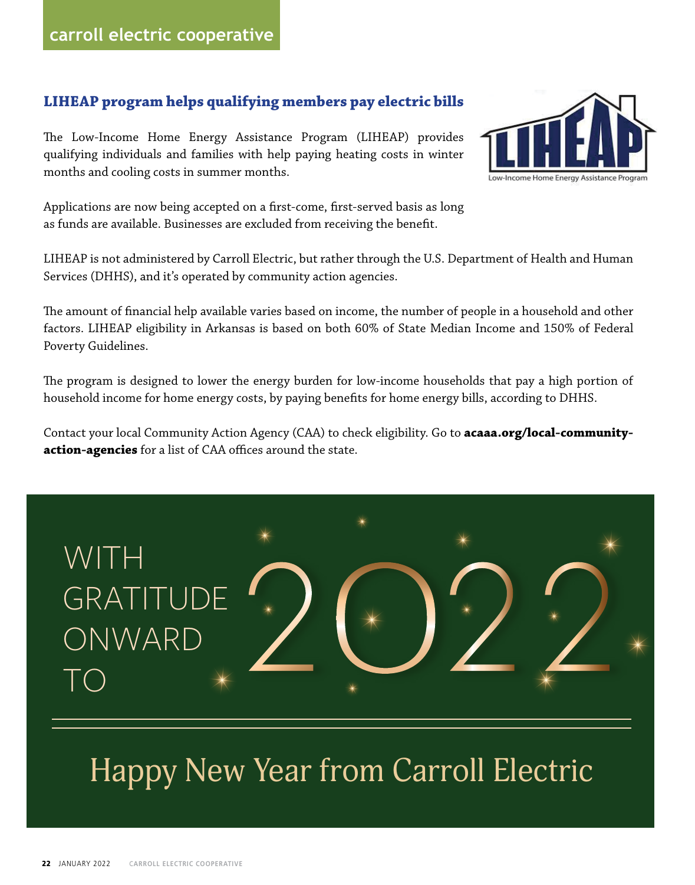## LIHEAP program helps qualifying members pay electric bills

The Low-Income Home Energy Assistance Program (LIHEAP) provides qualifying individuals and families with help paying heating costs in winter months and cooling costs in summer months.

Applications are now being accepted on a first-come, first-served basis as long as funds are available. Businesses are excluded from receiving the benefit.

LIHEAP is not administered by Carroll Electric, but rather through the U.S. Department of Health and Human Services (DHHS), and it's operated by community action agencies.

The amount of financial help available varies based on income, the number of people in a household and other factors. LIHEAP eligibility in Arkansas is based on both 60% of State Median Income and 150% of Federal Poverty Guidelines.

The program is designed to lower the energy burden for low-income households that pay a high portion of household income for home energy costs, by paying benefits for home energy bills, according to DHHS.

Contact your local Community Action Agency (CAA) to check eligibility. Go to **acaaa.org/local-community-action-agencies** for a list of CAA offices around the state.

WITH GRATITUDE ONWARD TO 2022

Happy New Year from Carroll Electric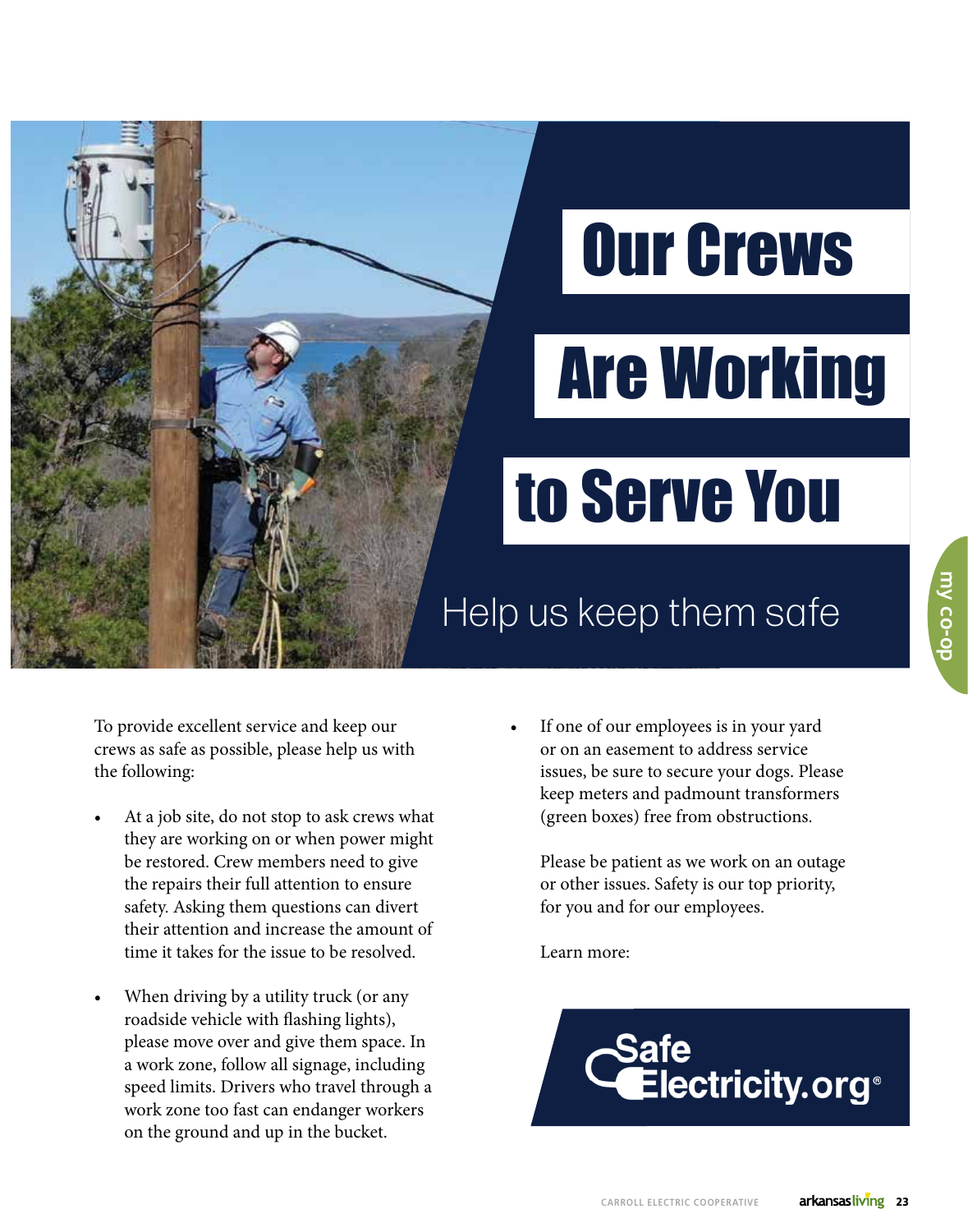# Our Crews Are Working to Serve You

## Help us keep them safe

To provide excellent service and keep our crews as safe as possible, please help us with the following:

- At a job site, do not stop to ask crews what they are working on or when power might be restored. Crew members need to give the repairs their full attention to ensure safety. Asking them questions can divert their attention and increase the amount of time it takes for the issue to be resolved.
- When driving by a utility truck (or any roadside vehicle with flashing lights), please move over and give them space. In a work zone, follow all signage, including speed limits. Drivers who travel through a work zone too fast can endanger workers on the ground and up in the bucket.
- If one of our employees is in your yard or on an easement to address service issues, be sure to secure your dogs. Please keep meters and padmount transformers (green boxes) free from obstructions.

Please be patient as we work on an outage or other issues. Safety is our top priority, for you and for our employees.

Learn more:

SafeElectricity.org®